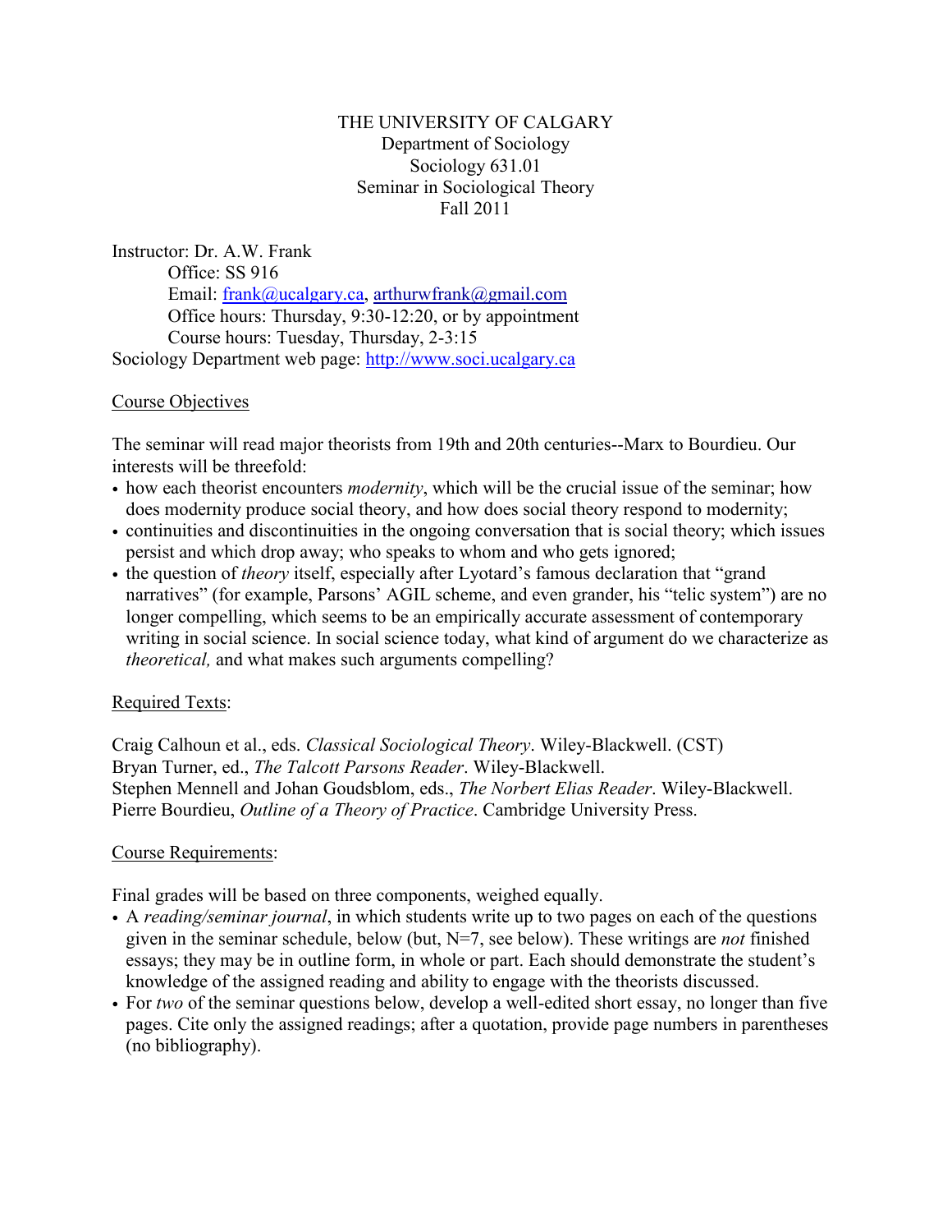THE UNIVERSITY OF CALGARY
Department of Sociology
Sociology 631.01
Seminar in Sociological Theory
Fall 2011

Instructor: Dr. A.W. Frank
Office: SS 916
Email: frank@ucalgary.ca, arthurwfrank@gmail.com
Office hours: Thursday, 9:30-12:20, or by appointment
Course hours: Tuesday, Thursday, 2-3:15
Sociology Department web page: http://www.soci.ucalgary.ca

## Course Objectives

The seminar will read major theorists from 19th and 20th centuries--Marx to Bourdieu. Our interests will be threefold:

- how each theorist encounters *modernity*, which will be the crucial issue of the seminar; how does modernity produce social theory, and how does social theory respond to modernity;
- continuities and discontinuities in the ongoing conversation that is social theory; which issues persist and which drop away; who speaks to whom and who gets ignored;
- the question of *theory* itself, especially after Lyotard's famous declaration that "grand narratives" (for example, Parsons' AGIL scheme, and even grander, his "telic system") are no longer compelling, which seems to be an empirically accurate assessment of contemporary writing in social science. In social science today, what kind of argument do we characterize as *theoretical,* and what makes such arguments compelling?

## Required Texts:

Craig Calhoun et al., eds. *Classical Sociological Theory*. Wiley-Blackwell. (CST)
Bryan Turner, ed., *The Talcott Parsons Reader*. Wiley-Blackwell.
Stephen Mennell and Johan Goudsblom, eds., *The Norbert Elias Reader*. Wiley-Blackwell.
Pierre Bourdieu, *Outline of a Theory of Practice*. Cambridge University Press.

## Course Requirements:

Final grades will be based on three components, weighed equally.

- A *reading/seminar journal*, in which students write up to two pages on each of the questions given in the seminar schedule, below (but, N=7, see below). These writings are *not* finished essays; they may be in outline form, in whole or part. Each should demonstrate the student's knowledge of the assigned reading and ability to engage with the theorists discussed.
- For *two* of the seminar questions below, develop a well-edited short essay, no longer than five pages. Cite only the assigned readings; after a quotation, provide page numbers in parentheses (no bibliography).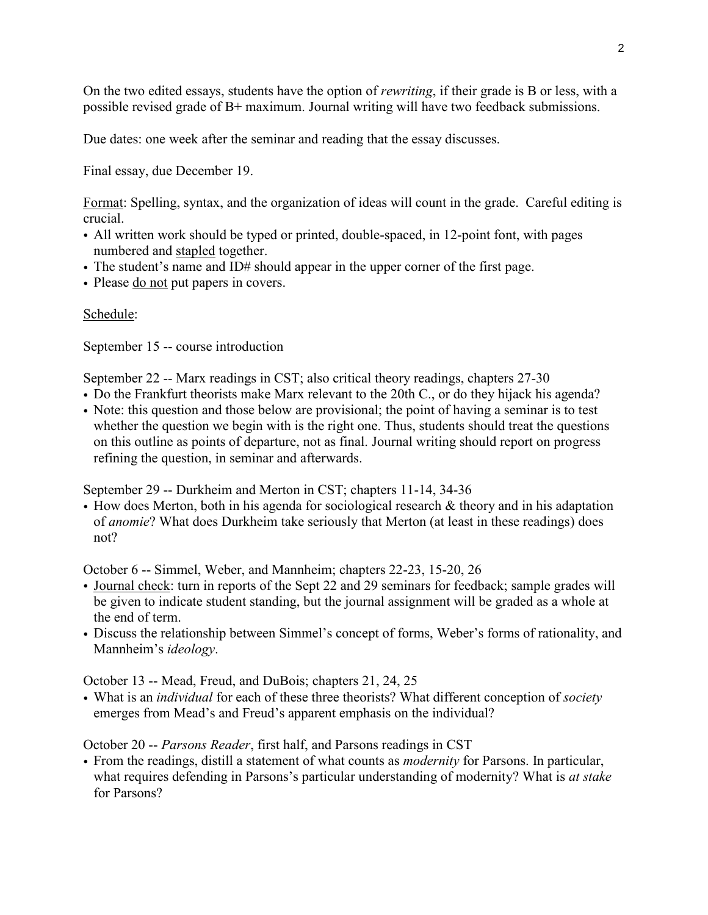On the two edited essays, students have the option of *rewriting*, if their grade is B or less, with a possible revised grade of B+ maximum. Journal writing will have two feedback submissions.

Due dates: one week after the seminar and reading that the essay discusses.

Final essay, due December 19.

<u>Format</u>: Spelling, syntax, and the organization of ideas will count in the grade. Careful editing is crucial.

- All written work should be typed or printed, double-spaced, in 12-point font, with pages numbered and <u>stapled</u> together.
- The student's name and ID# should appear in the upper corner of the first page.
- Please <u>do not</u> put papers in covers.

<u>Schedule</u>:

September 15 -- course introduction

September 22 -- Marx readings in CST; also critical theory readings, chapters 27-30

- Do the Frankfurt theorists make Marx relevant to the 20th C., or do they hijack his agenda?
- Note: this question and those below are provisional; the point of having a seminar is to test whether the question we begin with is the right one. Thus, students should treat the questions on this outline as points of departure, not as final. Journal writing should report on progress refining the question, in seminar and afterwards.

September 29 -- Durkheim and Merton in CST; chapters 11-14, 34-36

- How does Merton, both in his agenda for sociological research & theory and in his adaptation of *anomie*? What does Durkheim take seriously that Merton (at least in these readings) does not?

October 6 -- Simmel, Weber, and Mannheim; chapters 22-23, 15-20, 26

- <u>Journal check</u>: turn in reports of the Sept 22 and 29 seminars for feedback; sample grades will be given to indicate student standing, but the journal assignment will be graded as a whole at the end of term.
- Discuss the relationship between Simmel's concept of forms, Weber's forms of rationality, and Mannheim's *ideology*.

October 13 -- Mead, Freud, and DuBois; chapters 21, 24, 25

- What is an *individual* for each of these three theorists? What different conception of *society* emerges from Mead's and Freud's apparent emphasis on the individual?

October 20 -- *Parsons Reader*, first half, and Parsons readings in CST

- From the readings, distill a statement of what counts as *modernity* for Parsons. In particular, what requires defending in Parsons's particular understanding of modernity? What is *at stake* for Parsons?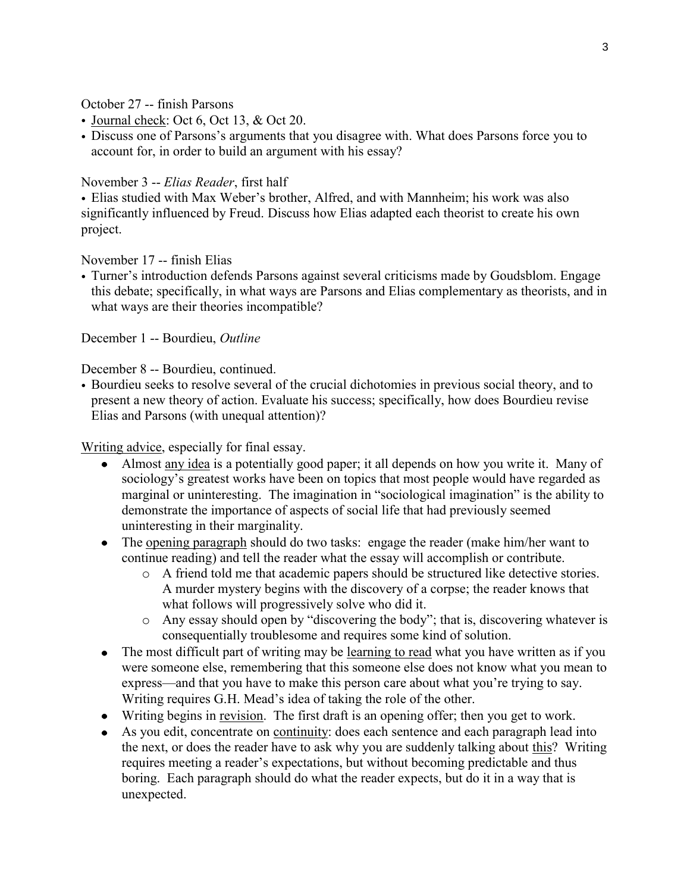October 27 -- finish Parsons

- Journal check: Oct 6, Oct 13, & Oct 20.
- Discuss one of Parsons's arguments that you disagree with. What does Parsons force you to account for, in order to build an argument with his essay?

November 3 -- *Elias Reader*, first half

- Elias studied with Max Weber's brother, Alfred, and with Mannheim; his work was also significantly influenced by Freud. Discuss how Elias adapted each theorist to create his own project.

November 17 -- finish Elias

- Turner's introduction defends Parsons against several criticisms made by Goudsblom. Engage this debate; specifically, in what ways are Parsons and Elias complementary as theorists, and in what ways are their theories incompatible?

December 1 -- Bourdieu, *Outline*

December 8 -- Bourdieu, continued.

- Bourdieu seeks to resolve several of the crucial dichotomies in previous social theory, and to present a new theory of action. Evaluate his success; specifically, how does Bourdieu revise Elias and Parsons (with unequal attention)?

Writing advice, especially for final essay.

- Almost any idea is a potentially good paper; it all depends on how you write it. Many of sociology's greatest works have been on topics that most people would have regarded as marginal or uninteresting. The imagination in "sociological imagination" is the ability to demonstrate the importance of aspects of social life that had previously seemed uninteresting in their marginality.
- The opening paragraph should do two tasks: engage the reader (make him/her want to continue reading) and tell the reader what the essay will accomplish or contribute.
  - A friend told me that academic papers should be structured like detective stories. A murder mystery begins with the discovery of a corpse; the reader knows that what follows will progressively solve who did it.
  - Any essay should open by "discovering the body"; that is, discovering whatever is consequentially troublesome and requires some kind of solution.
- The most difficult part of writing may be learning to read what you have written as if you were someone else, remembering that this someone else does not know what you mean to express—and that you have to make this person care about what you're trying to say. Writing requires G.H. Mead's idea of taking the role of the other.
- Writing begins in revision. The first draft is an opening offer; then you get to work.
- As you edit, concentrate on continuity: does each sentence and each paragraph lead into the next, or does the reader have to ask why you are suddenly talking about this? Writing requires meeting a reader's expectations, but without becoming predictable and thus boring. Each paragraph should do what the reader expects, but do it in a way that is unexpected.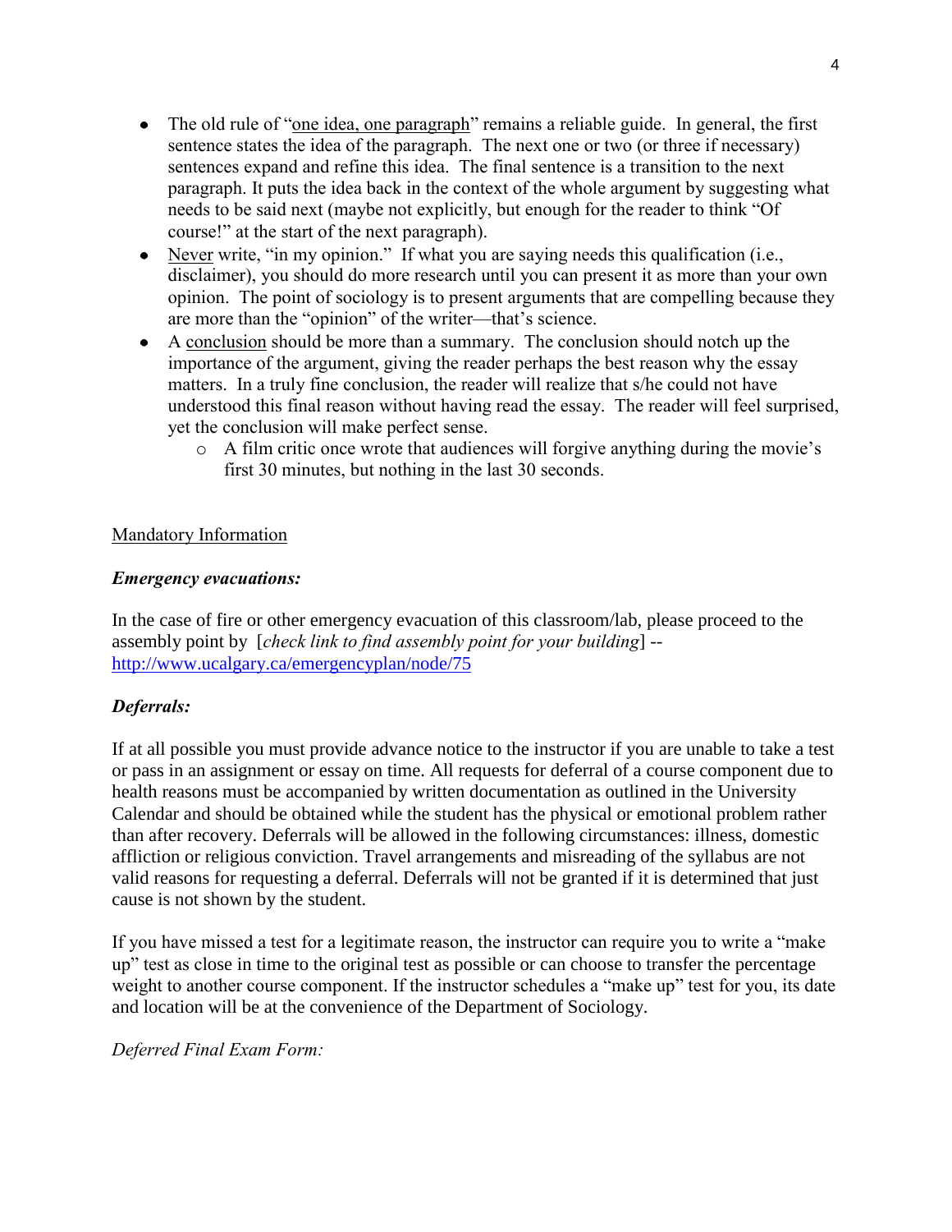- The old rule of "one idea, one paragraph" remains a reliable guide. In general, the first sentence states the idea of the paragraph. The next one or two (or three if necessary) sentences expand and refine this idea. The final sentence is a transition to the next paragraph. It puts the idea back in the context of the whole argument by suggesting what needs to be said next (maybe not explicitly, but enough for the reader to think "Of course!" at the start of the next paragraph).
- Never write, "in my opinion." If what you are saying needs this qualification (i.e., disclaimer), you should do more research until you can present it as more than your own opinion. The point of sociology is to present arguments that are compelling because they are more than the "opinion" of the writer—that's science.
- A conclusion should be more than a summary. The conclusion should notch up the importance of the argument, giving the reader perhaps the best reason why the essay matters. In a truly fine conclusion, the reader will realize that s/he could not have understood this final reason without having read the essay. The reader will feel surprised, yet the conclusion will make perfect sense.
    - A film critic once wrote that audiences will forgive anything during the movie's first 30 minutes, but nothing in the last 30 seconds.

## Mandatory Information

### *Emergency evacuations:*

In the case of fire or other emergency evacuation of this classroom/lab, please proceed to the assembly point by [*check link to find assembly point for your building*] -- http://www.ucalgary.ca/emergencyplan/node/75

### *Deferrals:*

If at all possible you must provide advance notice to the instructor if you are unable to take a test or pass in an assignment or essay on time. All requests for deferral of a course component due to health reasons must be accompanied by written documentation as outlined in the University Calendar and should be obtained while the student has the physical or emotional problem rather than after recovery. Deferrals will be allowed in the following circumstances: illness, domestic affliction or religious conviction. Travel arrangements and misreading of the syllabus are not valid reasons for requesting a deferral. Deferrals will not be granted if it is determined that just cause is not shown by the student.

If you have missed a test for a legitimate reason, the instructor can require you to write a "make up" test as close in time to the original test as possible or can choose to transfer the percentage weight to another course component. If the instructor schedules a "make up" test for you, its date and location will be at the convenience of the Department of Sociology.

*Deferred Final Exam Form:*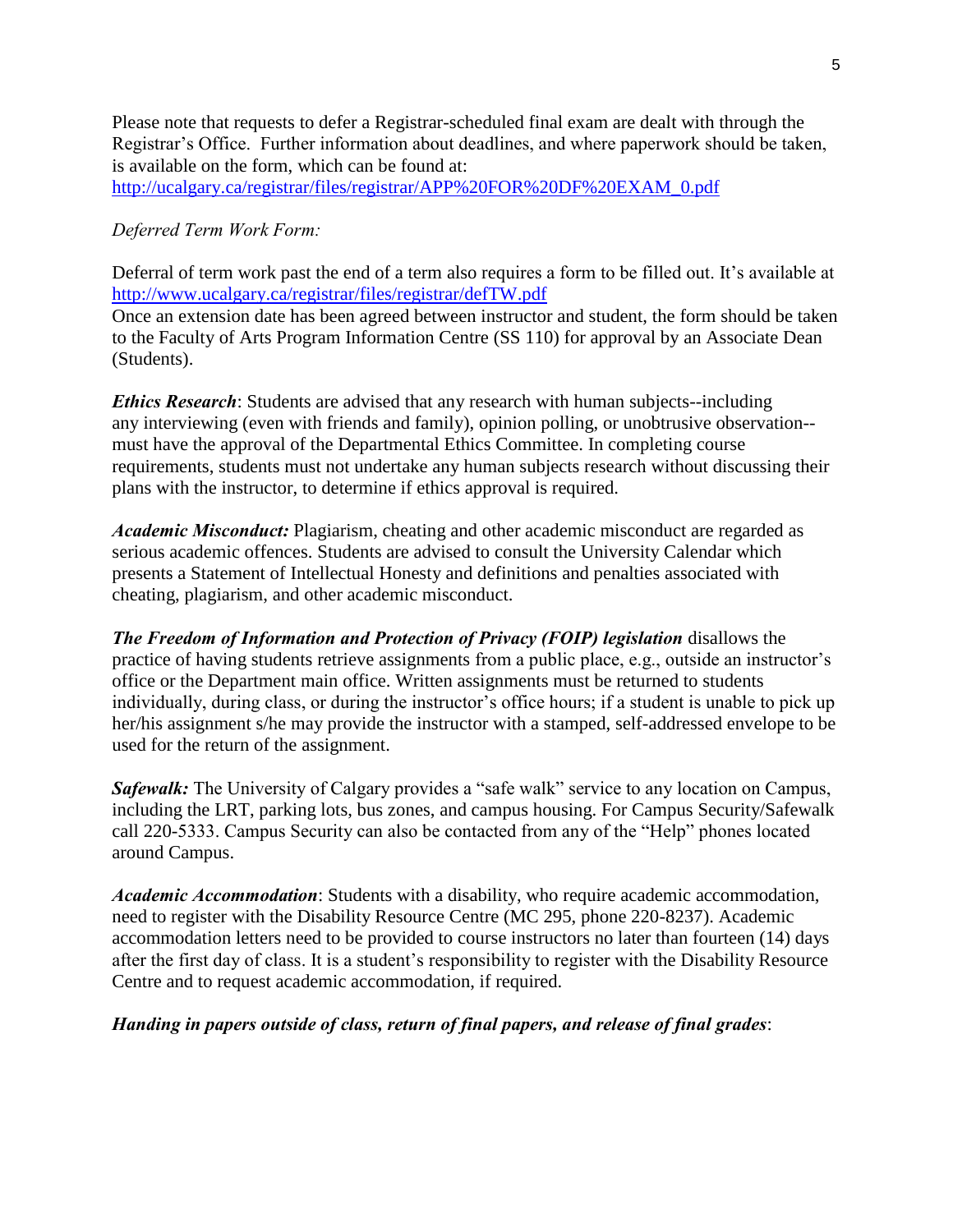Please note that requests to defer a Registrar-scheduled final exam are dealt with through the Registrar's Office. Further information about deadlines, and where paperwork should be taken, is available on the form, which can be found at:
http://ucalgary.ca/registrar/files/registrar/APP%20FOR%20DF%20EXAM_0.pdf

*Deferred Term Work Form:*

Deferral of term work past the end of a term also requires a form to be filled out. It's available at http://www.ucalgary.ca/registrar/files/registrar/defTW.pdf
Once an extension date has been agreed between instructor and student, the form should be taken to the Faculty of Arts Program Information Centre (SS 110) for approval by an Associate Dean (Students).

***Ethics Research***: Students are advised that any research with human subjects--including any interviewing (even with friends and family), opinion polling, or unobtrusive observation--must have the approval of the Departmental Ethics Committee. In completing course requirements, students must not undertake any human subjects research without discussing their plans with the instructor, to determine if ethics approval is required.

***Academic Misconduct:*** Plagiarism, cheating and other academic misconduct are regarded as serious academic offences. Students are advised to consult the University Calendar which presents a Statement of Intellectual Honesty and definitions and penalties associated with cheating, plagiarism, and other academic misconduct.

***The Freedom of Information and Protection of Privacy (FOIP) legislation*** disallows the practice of having students retrieve assignments from a public place, e.g., outside an instructor's office or the Department main office. Written assignments must be returned to students individually, during class, or during the instructor's office hours; if a student is unable to pick up her/his assignment s/he may provide the instructor with a stamped, self-addressed envelope to be used for the return of the assignment.

***Safewalk:*** The University of Calgary provides a "safe walk" service to any location on Campus, including the LRT, parking lots, bus zones, and campus housing. For Campus Security/Safewalk call 220-5333. Campus Security can also be contacted from any of the "Help" phones located around Campus.

***Academic Accommodation***: Students with a disability, who require academic accommodation, need to register with the Disability Resource Centre (MC 295, phone 220-8237). Academic accommodation letters need to be provided to course instructors no later than fourteen (14) days after the first day of class. It is a student's responsibility to register with the Disability Resource Centre and to request academic accommodation, if required.

***Handing in papers outside of class, return of final papers, and release of final grades***: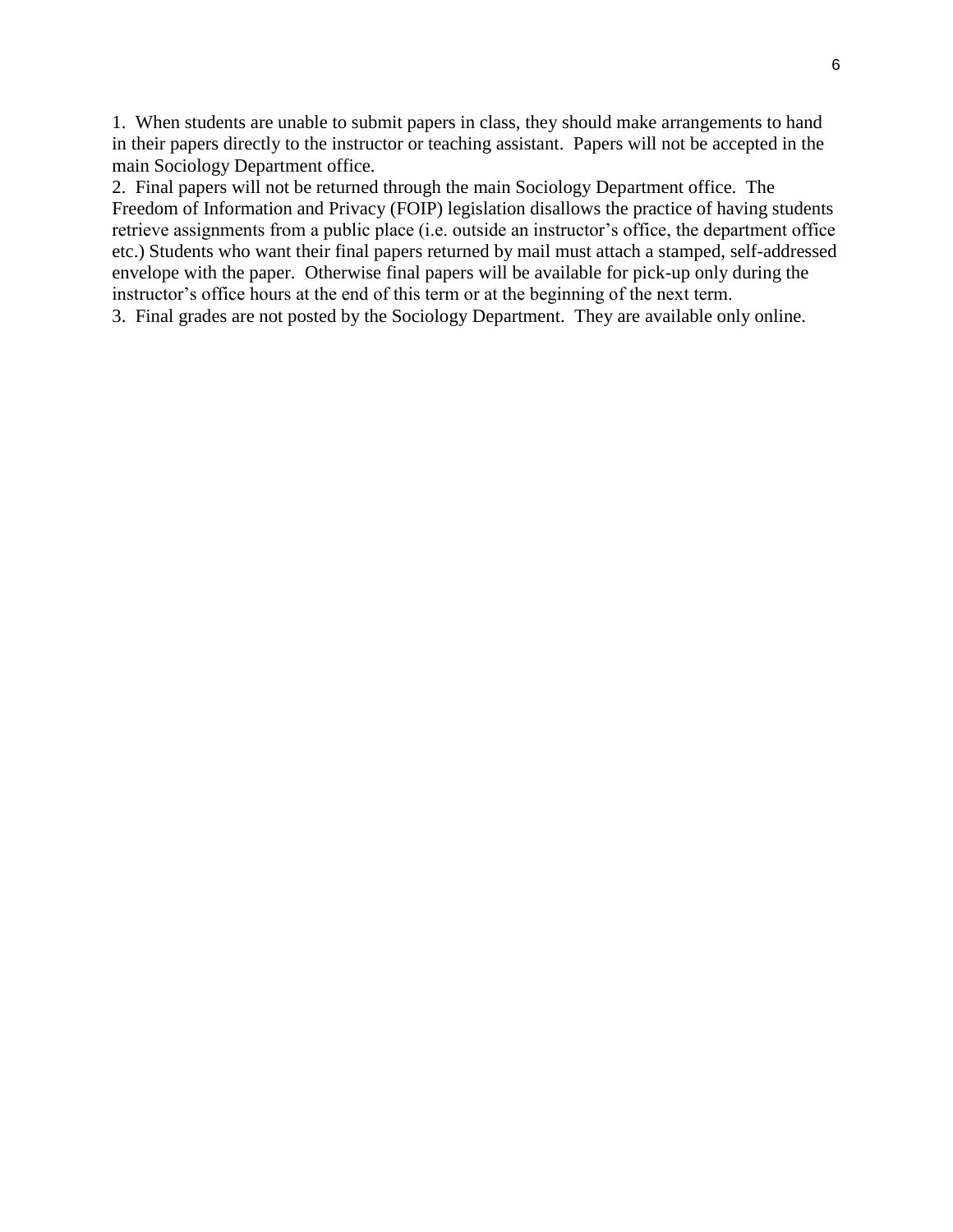1. When students are unable to submit papers in class, they should make arrangements to hand in their papers directly to the instructor or teaching assistant. Papers will not be accepted in the main Sociology Department office.
2. Final papers will not be returned through the main Sociology Department office. The Freedom of Information and Privacy (FOIP) legislation disallows the practice of having students retrieve assignments from a public place (i.e. outside an instructor's office, the department office etc.) Students who want their final papers returned by mail must attach a stamped, self-addressed envelope with the paper. Otherwise final papers will be available for pick-up only during the instructor's office hours at the end of this term or at the beginning of the next term.
3. Final grades are not posted by the Sociology Department. They are available only online.